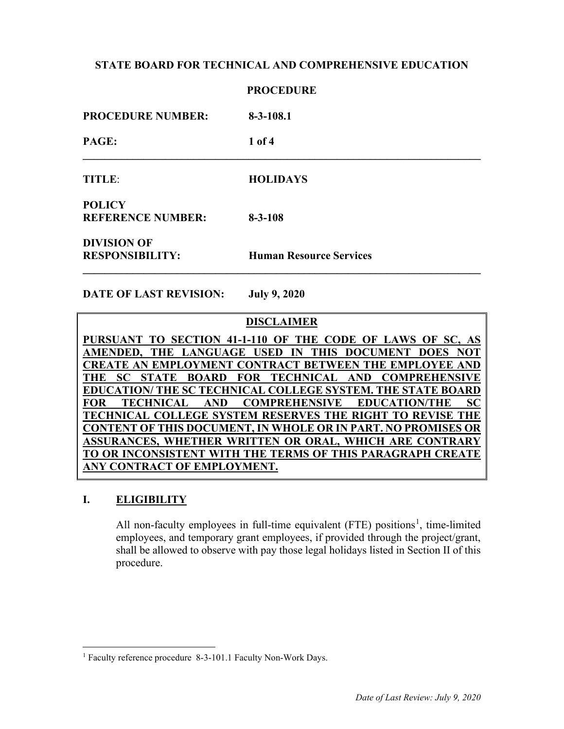**STATE BOARD FOR TECHNICAL AND COMPREHENSIVE EDUCATION**

**PROCEDURE**

**PROCEDURE NUMBER:** **8-3-108.1**

---

**TITLE:** **HOLIDAYS**

**POLICY REFERENCE NUMBER:** **8-3-108**

**DIVISION OF RESPONSIBILITY:** **Human Resource Services**

---

**DATE OF LAST REVISION:** **July 9, 2020**

**DISCLAIMER**

**PURSUANT TO SECTION 41-1-110 OF THE CODE OF LAWS OF SC, AS AMENDED, THE LANGUAGE USED IN THIS DOCUMENT DOES NOT CREATE AN EMPLOYMENT CONTRACT BETWEEN THE EMPLOYEE AND THE SC STATE BOARD FOR TECHNICAL AND COMPREHENSIVE EDUCATION/ THE SC TECHNICAL COLLEGE SYSTEM. THE STATE BOARD FOR TECHNICAL AND COMPREHENSIVE EDUCATION/THE SC TECHNICAL COLLEGE SYSTEM RESERVES THE RIGHT TO REVISE THE CONTENT OF THIS DOCUMENT, IN WHOLE OR IN PART. NO PROMISES OR ASSURANCES, WHETHER WRITTEN OR ORAL, WHICH ARE CONTRARY TO OR INCONSISTENT WITH THE TERMS OF THIS PARAGRAPH CREATE ANY CONTRACT OF EMPLOYMENT.**

## I. ELIGIBILITY

All non-faculty employees in full-time equivalent (FTE) positions[1], time-limited employees, and temporary grant employees, if provided through the project/grant, shall be allowed to observe with pay those legal holidays listed in Section II of this procedure.

---

[1] Faculty reference procedure 8-3-101.1 Faculty Non-Work Days.

*Date of Last Review: July 9, 2020*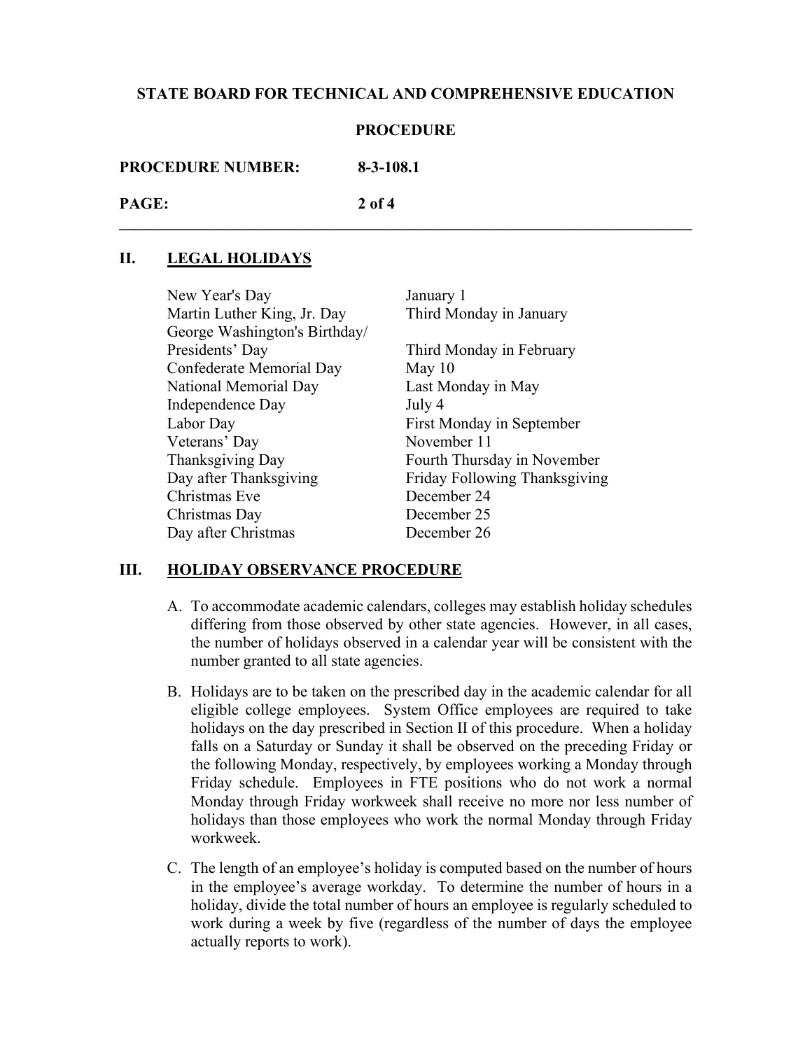## II. LEGAL HOLIDAYS

| Holiday | Date |
|---|---|
| New Year's Day | January 1 |
| Martin Luther King, Jr. Day | Third Monday in January |
| George Washington's Birthday/ Presidents' Day | Third Monday in February |
| Confederate Memorial Day | May 10 |
| National Memorial Day | Last Monday in May |
| Independence Day | July 4 |
| Labor Day | First Monday in September |
| Veterans' Day | November 11 |
| Thanksgiving Day | Fourth Thursday in November |
| Day after Thanksgiving | Friday Following Thanksgiving |
| Christmas Eve | December 24 |
| Christmas Day | December 25 |
| Day after Christmas | December 26 |

## III. HOLIDAY OBSERVANCE PROCEDURE

A. To accommodate academic calendars, colleges may establish holiday schedules differing from those observed by other state agencies. However, in all cases, the number of holidays observed in a calendar year will be consistent with the number granted to all state agencies.

B. Holidays are to be taken on the prescribed day in the academic calendar for all eligible college employees. System Office employees are required to take holidays on the day prescribed in Section II of this procedure. When a holiday falls on a Saturday or Sunday it shall be observed on the preceding Friday or the following Monday, respectively, by employees working a Monday through Friday schedule. Employees in FTE positions who do not work a normal Monday through Friday workweek shall receive no more nor less number of holidays than those employees who work the normal Monday through Friday workweek.

C. The length of an employee's holiday is computed based on the number of hours in the employee's average workday. To determine the number of hours in a holiday, divide the total number of hours an employee is regularly scheduled to work during a week by five (regardless of the number of days the employee actually reports to work).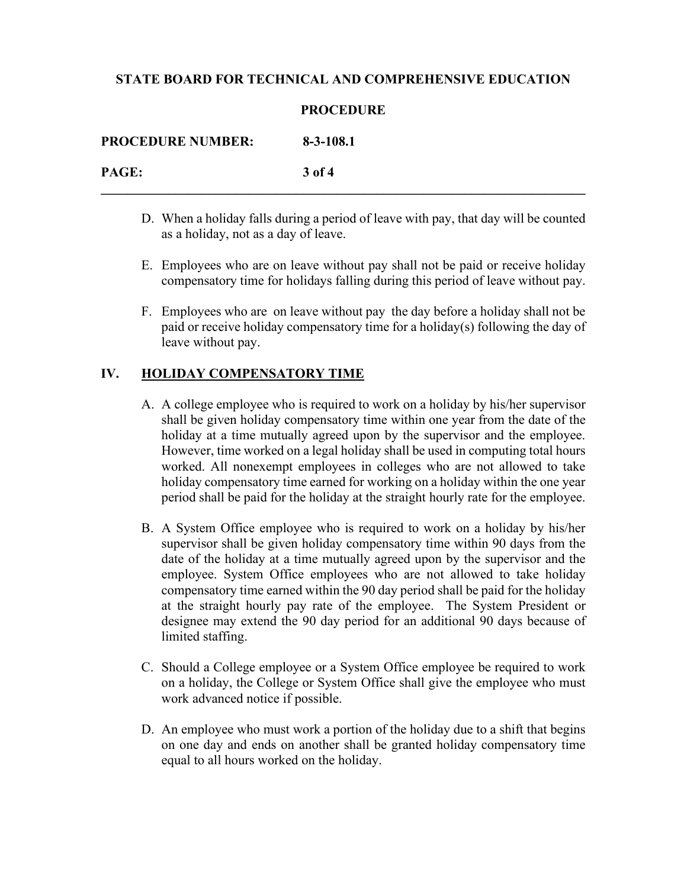D. When a holiday falls during a period of leave with pay, that day will be counted as a holiday, not as a day of leave.

E. Employees who are on leave without pay shall not be paid or receive holiday compensatory time for holidays falling during this period of leave without pay.

F. Employees who are on leave without pay the day before a holiday shall not be paid or receive holiday compensatory time for a holiday(s) following the day of leave without pay.

## IV. HOLIDAY COMPENSATORY TIME

A. A college employee who is required to work on a holiday by his/her supervisor shall be given holiday compensatory time within one year from the date of the holiday at a time mutually agreed upon by the supervisor and the employee. However, time worked on a legal holiday shall be used in computing total hours worked. All nonexempt employees in colleges who are not allowed to take holiday compensatory time earned for working on a holiday within the one year period shall be paid for the holiday at the straight hourly rate for the employee.

B. A System Office employee who is required to work on a holiday by his/her supervisor shall be given holiday compensatory time within 90 days from the date of the holiday at a time mutually agreed upon by the supervisor and the employee. System Office employees who are not allowed to take holiday compensatory time earned within the 90 day period shall be paid for the holiday at the straight hourly pay rate of the employee. The System President or designee may extend the 90 day period for an additional 90 days because of limited staffing.

C. Should a College employee or a System Office employee be required to work on a holiday, the College or System Office shall give the employee who must work advanced notice if possible.

D. An employee who must work a portion of the holiday due to a shift that begins on one day and ends on another shall be granted holiday compensatory time equal to all hours worked on the holiday.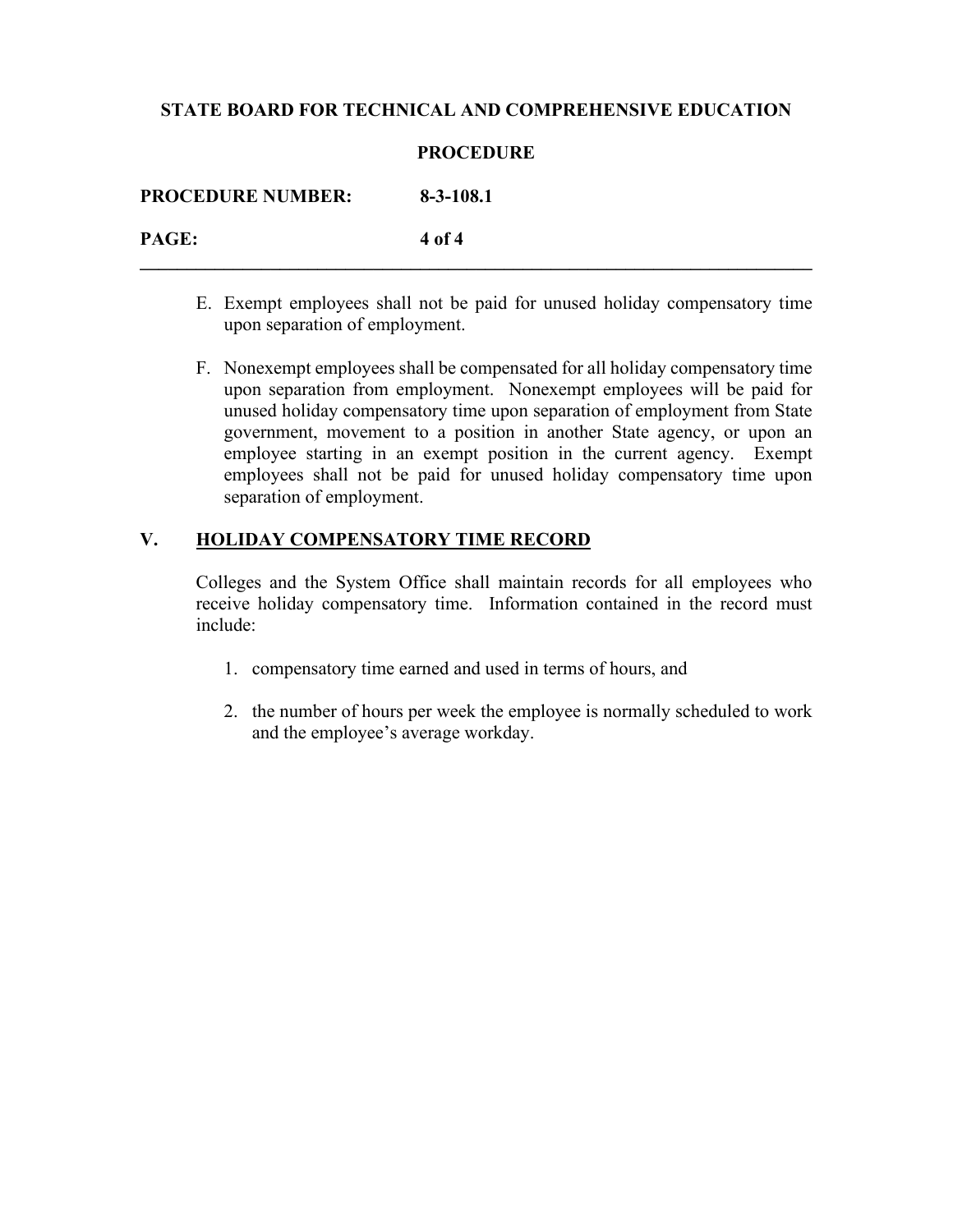E. Exempt employees shall not be paid for unused holiday compensatory time upon separation of employment.

F. Nonexempt employees shall be compensated for all holiday compensatory time upon separation from employment. Nonexempt employees will be paid for unused holiday compensatory time upon separation of employment from State government, movement to a position in another State agency, or upon an employee starting in an exempt position in the current agency. Exempt employees shall not be paid for unused holiday compensatory time upon separation of employment.

## V. HOLIDAY COMPENSATORY TIME RECORD

Colleges and the System Office shall maintain records for all employees who receive holiday compensatory time. Information contained in the record must include:

1. compensatory time earned and used in terms of hours, and

2. the number of hours per week the employee is normally scheduled to work and the employee's average workday.